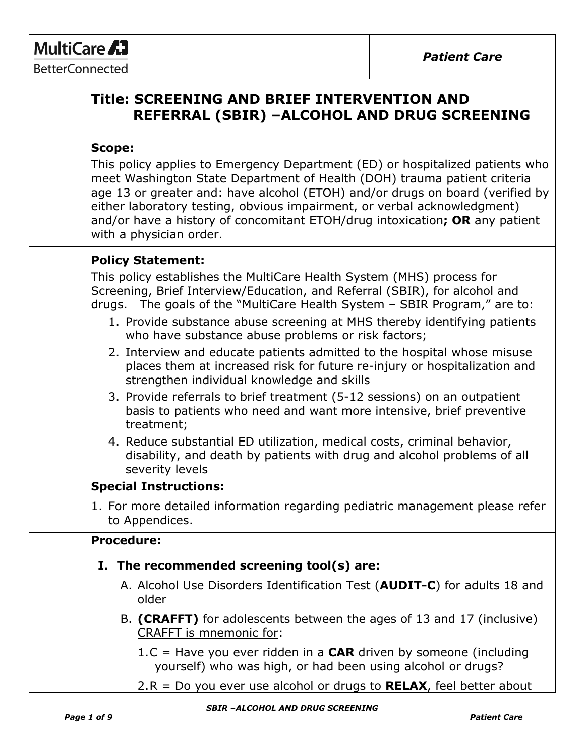MultiCare BetterConnected — *Patient Care*

# Title: SCREENING AND BRIEF INTERVENTION AND REFERRAL (SBIR) –ALCOHOL AND DRUG SCREENING

**Scope:**

This policy applies to Emergency Department (ED) or hospitalized patients who meet Washington State Department of Health (DOH) trauma patient criteria age 13 or greater and: have alcohol (ETOH) and/or drugs on board (verified by either laboratory testing, obvious impairment, or verbal acknowledgment) and/or have a history of concomitant ETOH/drug intoxication**; OR** any patient with a physician order.

**Policy Statement:**

This policy establishes the MultiCare Health System (MHS) process for Screening, Brief Interview/Education, and Referral (SBIR), for alcohol and drugs. The goals of the "MultiCare Health System – SBIR Program," are to:

1. Provide substance abuse screening at MHS thereby identifying patients who have substance abuse problems or risk factors;
2. Interview and educate patients admitted to the hospital whose misuse places them at increased risk for future re-injury or hospitalization and strengthen individual knowledge and skills
3. Provide referrals to brief treatment (5-12 sessions) on an outpatient basis to patients who need and want more intensive, brief preventive treatment;
4. Reduce substantial ED utilization, medical costs, criminal behavior, disability, and death by patients with drug and alcohol problems of all severity levels

**Special Instructions:**

1. For more detailed information regarding pediatric management please refer to Appendices.

**Procedure:**

**I. The recommended screening tool(s) are:**

A. Alcohol Use Disorders Identification Test (**AUDIT-C**) for adults 18 and older

B. **(CRAFFT)** for adolescents between the ages of 13 and 17 (inclusive) CRAFFT is mnemonic for:

1. C = Have you ever ridden in a **CAR** driven by someone (including yourself) who was high, or had been using alcohol or drugs?
2. R = Do you ever use alcohol or drugs to **RELAX**, feel better about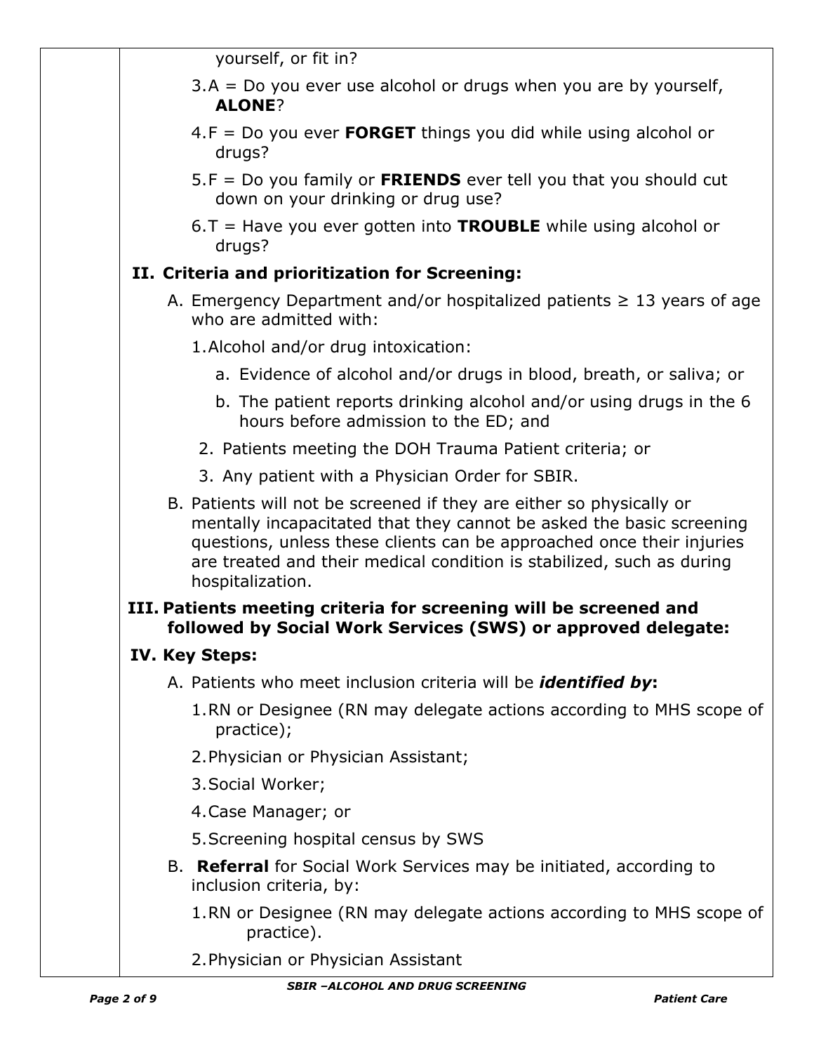yourself, or fit in?

3. A = Do you ever use alcohol or drugs when you are by yourself, **ALONE**?
4. F = Do you ever **FORGET** things you did while using alcohol or drugs?
5. F = Do you family or **FRIENDS** ever tell you that you should cut down on your drinking or drug use?
6. T = Have you ever gotten into **TROUBLE** while using alcohol or drugs?

## II. Criteria and prioritization for Screening:

A. Emergency Department and/or hospitalized patients ≥ 13 years of age who are admitted with:

1. Alcohol and/or drug intoxication:
   a. Evidence of alcohol and/or drugs in blood, breath, or saliva; or
   b. The patient reports drinking alcohol and/or using drugs in the 6 hours before admission to the ED; and
2. Patients meeting the DOH Trauma Patient criteria; or
3. Any patient with a Physician Order for SBIR.

B. Patients will not be screened if they are either so physically or mentally incapacitated that they cannot be asked the basic screening questions, unless these clients can be approached once their injuries are treated and their medical condition is stabilized, such as during hospitalization.

## III. Patients meeting criteria for screening will be screened and followed by Social Work Services (SWS) or approved delegate:

## IV. Key Steps:

A. Patients who meet inclusion criteria will be ***identified by*:**

1. RN or Designee (RN may delegate actions according to MHS scope of practice);
2. Physician or Physician Assistant;
3. Social Worker;
4. Case Manager; or
5. Screening hospital census by SWS

B. **Referral** for Social Work Services may be initiated, according to inclusion criteria, by:

1. RN or Designee (RN may delegate actions according to MHS scope of practice).
2. Physician or Physician Assistant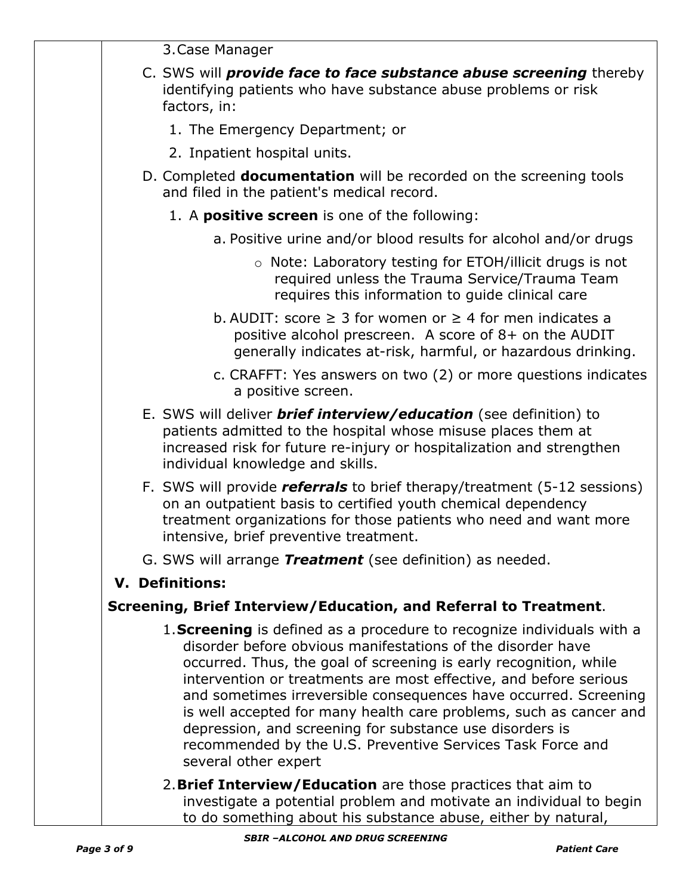3. Case Manager

C. SWS will ***provide face to face substance abuse screening*** thereby identifying patients who have substance abuse problems or risk factors, in:

1. The Emergency Department; or
2. Inpatient hospital units.

D. Completed **documentation** will be recorded on the screening tools and filed in the patient's medical record.

1. A **positive screen** is one of the following:

   a. Positive urine and/or blood results for alcohol and/or drugs

      - Note: Laboratory testing for ETOH/illicit drugs is not required unless the Trauma Service/Trauma Team requires this information to guide clinical care

   b. AUDIT: score ≥ 3 for women or ≥ 4 for men indicates a positive alcohol prescreen. A score of 8+ on the AUDIT generally indicates at-risk, harmful, or hazardous drinking.

   c. CRAFFT: Yes answers on two (2) or more questions indicates a positive screen.

E. SWS will deliver ***brief interview/education*** (see definition) to patients admitted to the hospital whose misuse places them at increased risk for future re-injury or hospitalization and strengthen individual knowledge and skills.

F. SWS will provide ***referrals*** to brief therapy/treatment (5-12 sessions) on an outpatient basis to certified youth chemical dependency treatment organizations for those patients who need and want more intensive, brief preventive treatment.

G. SWS will arrange ***Treatment*** (see definition) as needed.

## V. Definitions:

**Screening, Brief Interview/Education, and Referral to Treatment**.

1. **Screening** is defined as a procedure to recognize individuals with a disorder before obvious manifestations of the disorder have occurred. Thus, the goal of screening is early recognition, while intervention or treatments are most effective, and before serious and sometimes irreversible consequences have occurred. Screening is well accepted for many health care problems, such as cancer and depression, and screening for substance use disorders is recommended by the U.S. Preventive Services Task Force and several other expert

2. **Brief Interview/Education** are those practices that aim to investigate a potential problem and motivate an individual to begin to do something about his substance abuse, either by natural,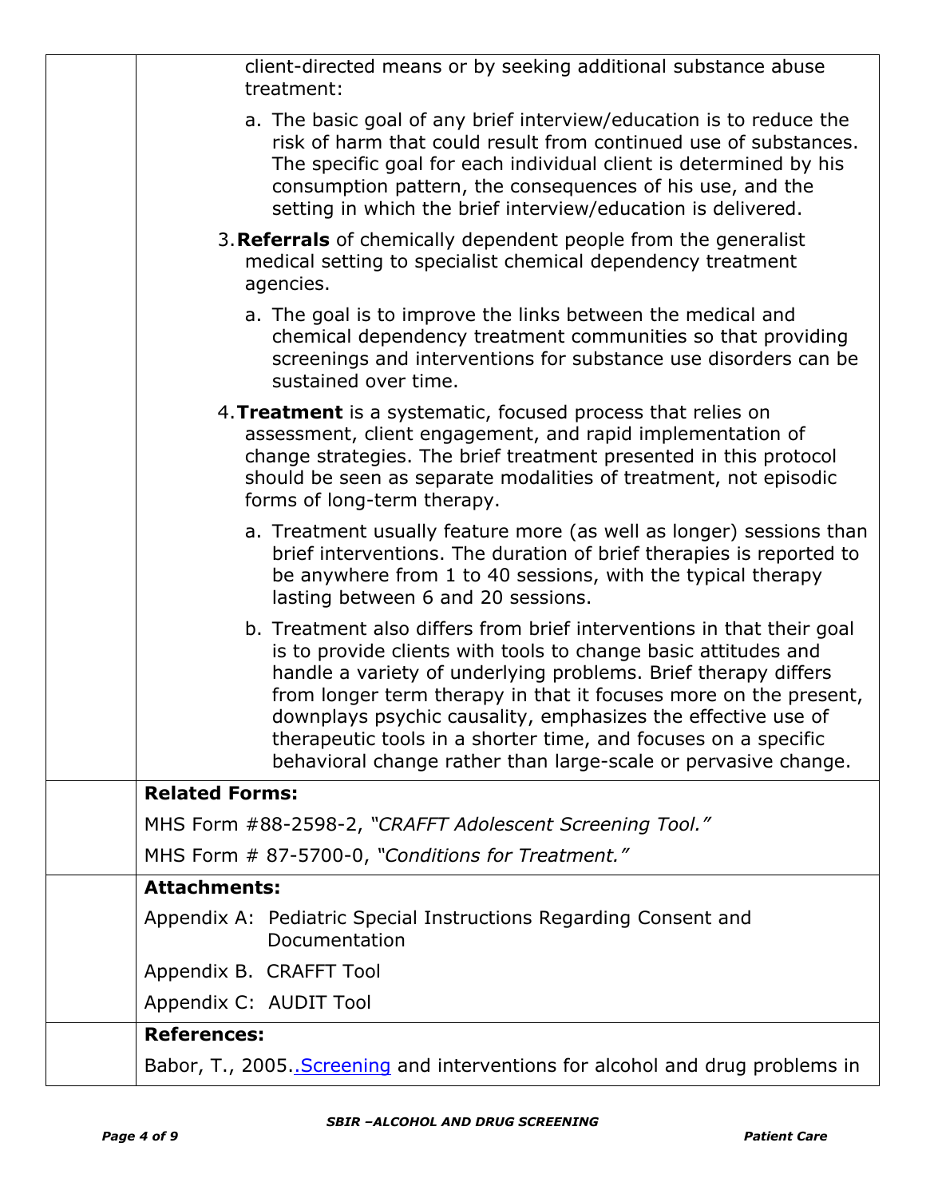client-directed means or by seeking additional substance abuse treatment:

   a. The basic goal of any brief interview/education is to reduce the risk of harm that could result from continued use of substances. The specific goal for each individual client is determined by his consumption pattern, the consequences of his use, and the setting in which the brief interview/education is delivered.

3. **Referrals** of chemically dependent people from the generalist medical setting to specialist chemical dependency treatment agencies.

   a. The goal is to improve the links between the medical and chemical dependency treatment communities so that providing screenings and interventions for substance use disorders can be sustained over time.

4. **Treatment** is a systematic, focused process that relies on assessment, client engagement, and rapid implementation of change strategies. The brief treatment presented in this protocol should be seen as separate modalities of treatment, not episodic forms of long-term therapy.

   a. Treatment usually feature more (as well as longer) sessions than brief interventions. The duration of brief therapies is reported to be anywhere from 1 to 40 sessions, with the typical therapy lasting between 6 and 20 sessions.

   b. Treatment also differs from brief interventions in that their goal is to provide clients with tools to change basic attitudes and handle a variety of underlying problems. Brief therapy differs from longer term therapy in that it focuses more on the present, downplays psychic causality, emphasizes the effective use of therapeutic tools in a shorter time, and focuses on a specific behavioral change rather than large-scale or pervasive change.

**Related Forms:**

MHS Form #88-2598-2, *"CRAFFT Adolescent Screening Tool."*

MHS Form # 87-5700-0, *"Conditions for Treatment."*

**Attachments:**

Appendix A: Pediatric Special Instructions Regarding Consent and Documentation

Appendix B. CRAFFT Tool

Appendix C: AUDIT Tool

**References:**

Babor, T., 2005..Screening and interventions for alcohol and drug problems in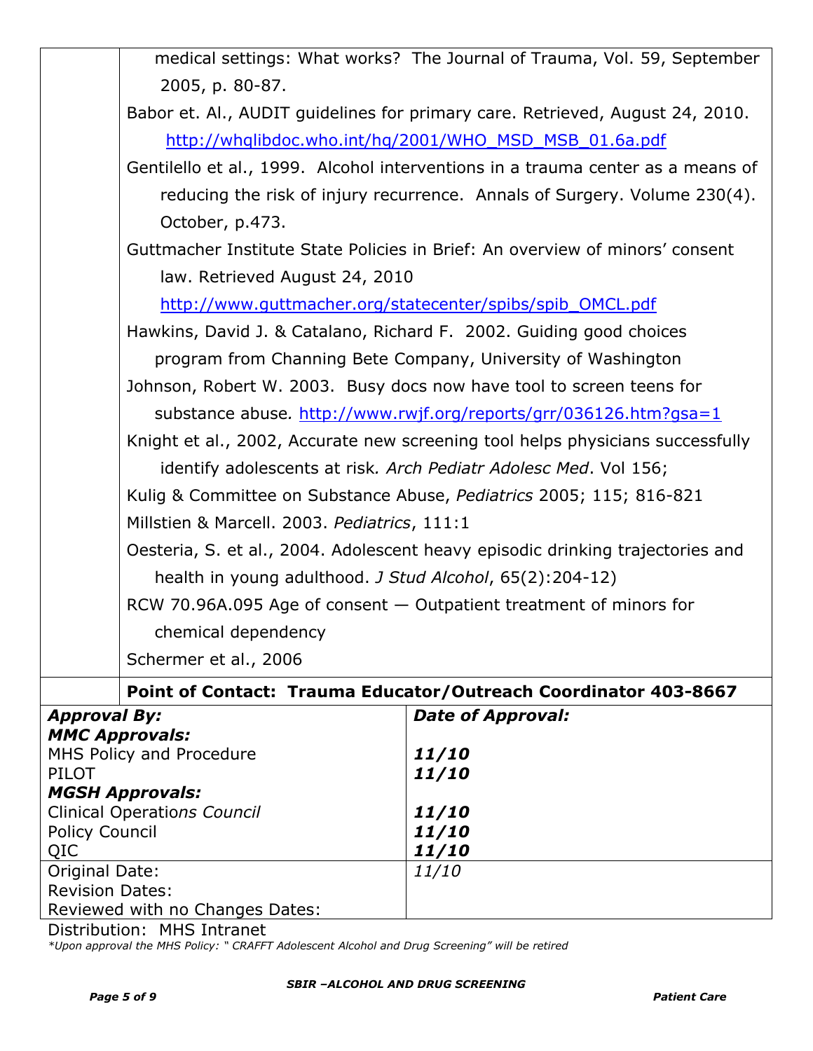medical settings: What works? The Journal of Trauma, Vol. 59, September 2005, p. 80-87.

Babor et. Al., AUDIT guidelines for primary care. Retrieved, August 24, 2010. http://whqlibdoc.who.int/hq/2001/WHO_MSD_MSB_01.6a.pdf

Gentilello et al., 1999. Alcohol interventions in a trauma center as a means of reducing the risk of injury recurrence. Annals of Surgery. Volume 230(4). October, p.473.

Guttmacher Institute State Policies in Brief: An overview of minors' consent law. Retrieved August 24, 2010 http://www.guttmacher.org/statecenter/spibs/spib_OMCL.pdf

Hawkins, David J. & Catalano, Richard F. 2002. Guiding good choices program from Channing Bete Company, University of Washington

Johnson, Robert W. 2003. Busy docs now have tool to screen teens for substance abuse. http://www.rwjf.org/reports/grr/036126.htm?gsa=1

Knight et al., 2002, Accurate new screening tool helps physicians successfully identify adolescents at risk. *Arch Pediatr Adolesc Med*. Vol 156;

Kulig & Committee on Substance Abuse, *Pediatrics* 2005; 115; 816-821

Millstien & Marcell. 2003. *Pediatrics*, 111:1

Oesteria, S. et al., 2004. Adolescent heavy episodic drinking trajectories and health in young adulthood. *J Stud Alcohol*, 65(2):204-12)

RCW 70.96A.095 Age of consent — Outpatient treatment of minors for chemical dependency

Schermer et al., 2006

**Point of Contact: Trauma Educator/Outreach Coordinator 403-8667**

| ***Approval By:*** | ***Date of Approval:*** |
|---|---|
| ***MMC Approvals:*** | |
| MHS Policy and Procedure | ***11/10*** |
| PILOT | ***11/10*** |
| ***MGSH Approvals:*** | |
| Clinical Operations Council | ***11/10*** |
| Policy Council | ***11/10*** |
| QIC | ***11/10*** |
| Original Date: | *11/10* |
| Revision Dates: | |
| Reviewed with no Changes Dates: | |

Distribution: MHS Intranet

*\*Upon approval the MHS Policy: " CRAFFT Adolescent Alcohol and Drug Screening" will be retired*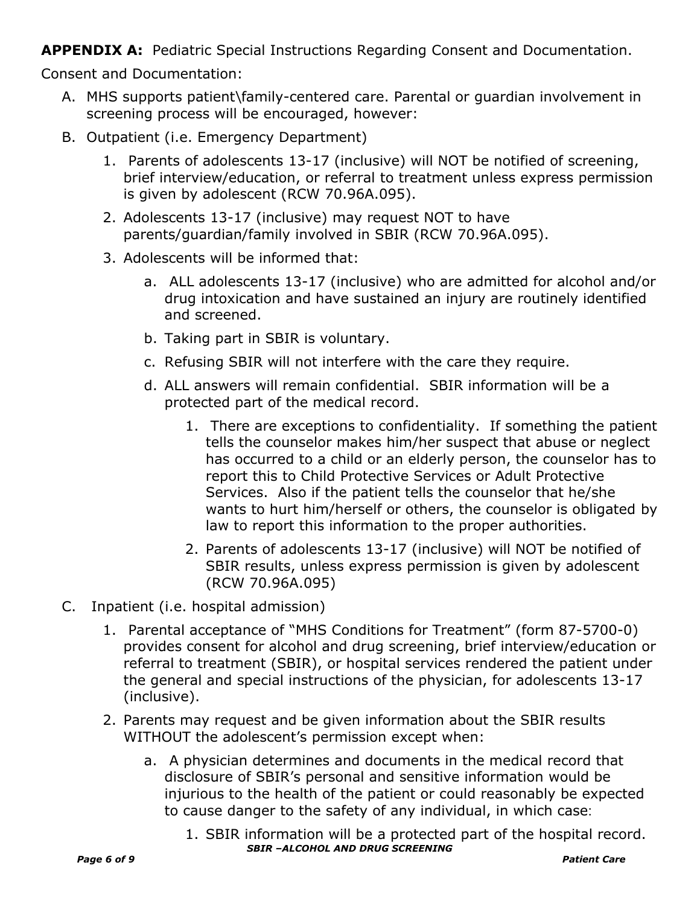**APPENDIX A:** Pediatric Special Instructions Regarding Consent and Documentation.

Consent and Documentation:

A. MHS supports patient\family-centered care. Parental or guardian involvement in screening process will be encouraged, however:

B. Outpatient (i.e. Emergency Department)

   1. Parents of adolescents 13-17 (inclusive) will NOT be notified of screening, brief interview/education, or referral to treatment unless express permission is given by adolescent (RCW 70.96A.095).
   2. Adolescents 13-17 (inclusive) may request NOT to have parents/guardian/family involved in SBIR (RCW 70.96A.095).
   3. Adolescents will be informed that:
      a. ALL adolescents 13-17 (inclusive) who are admitted for alcohol and/or drug intoxication and have sustained an injury are routinely identified and screened.
      b. Taking part in SBIR is voluntary.
      c. Refusing SBIR will not interfere with the care they require.
      d. ALL answers will remain confidential. SBIR information will be a protected part of the medical record.
         1. There are exceptions to confidentiality. If something the patient tells the counselor makes him/her suspect that abuse or neglect has occurred to a child or an elderly person, the counselor has to report this to Child Protective Services or Adult Protective Services. Also if the patient tells the counselor that he/she wants to hurt him/herself or others, the counselor is obligated by law to report this information to the proper authorities.
         2. Parents of adolescents 13-17 (inclusive) will NOT be notified of SBIR results, unless express permission is given by adolescent (RCW 70.96A.095)

C. Inpatient (i.e. hospital admission)

   1. Parental acceptance of "MHS Conditions for Treatment" (form 87-5700-0) provides consent for alcohol and drug screening, brief interview/education or referral to treatment (SBIR), or hospital services rendered the patient under the general and special instructions of the physician, for adolescents 13-17 (inclusive).
   2. Parents may request and be given information about the SBIR results WITHOUT the adolescent's permission except when:
      a. A physician determines and documents in the medical record that disclosure of SBIR's personal and sensitive information would be injurious to the health of the patient or could reasonably be expected to cause danger to the safety of any individual, in which case:
         1. SBIR information will be a protected part of the hospital record.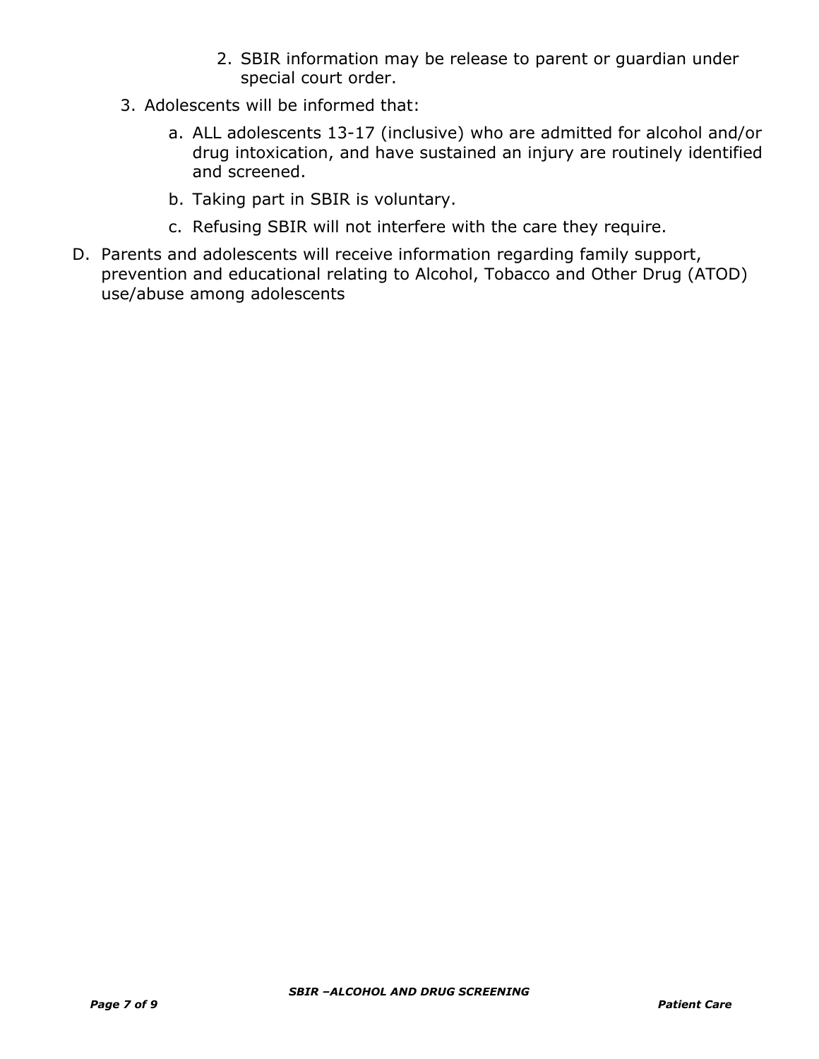2. SBIR information may be release to parent or guardian under special court order.

3. Adolescents will be informed that:

   a. ALL adolescents 13-17 (inclusive) who are admitted for alcohol and/or drug intoxication, and have sustained an injury are routinely identified and screened.

   b. Taking part in SBIR is voluntary.

   c. Refusing SBIR will not interfere with the care they require.

D. Parents and adolescents will receive information regarding family support, prevention and educational relating to Alcohol, Tobacco and Other Drug (ATOD) use/abuse among adolescents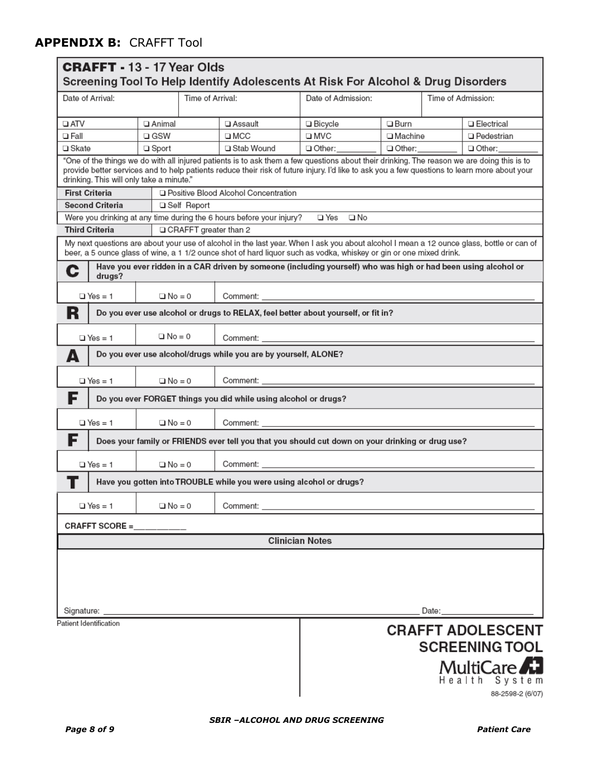## **APPENDIX B:** CRAFFT Tool

### CRAFFT - 13 - 17 Year Olds
### Screening Tool To Help Identify Adolescents At Risk For Alcohol & Drug Disorders

| Date of Arrival: | Time of Arrival: | Date of Admission: | Time of Admission: |
|---|---|---|---|
| | | | |

| | | | | | |
|---|---|---|---|---|---|
| ❑ ATV | ❑ Animal | ❑ Assault | ❑ Bicycle | ❑ Burn | ❑ Electrical |
| ❑ Fall | ❑ GSW | ❑ MCC | ❑ MVC | ❑ Machine | ❑ Pedestrian |
| ❑ Skate | ❑ Sport | ❑ Stab Wound | ❑ Other:_________ | ❑ Other:_________ | ❑ Other:_________ |

"One of the things we do with all injured patients is to ask them a few questions about their drinking. The reason we are doing this is to provide better services and to help patients reduce their risk of future injury. I'd like to ask you a few questions to learn more about your drinking. This will only take a minute."

| | |
|---|---|
| **First Criteria** | ❑ Positive Blood Alcohol Concentration |
| **Second Criteria** | ❑ Self Report |

Were you drinking at any time during the 6 hours before your injury? ❑ Yes ❑ No

| | |
|---|---|
| **Third Criteria** | ❑ CRAFFT greater than 2 |

My next questions are about your use of alcohol in the last year. When I ask you about alcohol I mean a 12 ounce glass, bottle or can of beer, a 5 ounce glass of wine, a 1 1/2 ounce shot of hard liquor such as vodka, whiskey or gin or one mixed drink.

**C** — **Have you ever ridden in a CAR driven by someone (including yourself) who was high or had been using alcohol or drugs?**

❑ Yes = 1 ❑ No = 0 Comment: ______________________________

**R** — **Do you ever use alcohol or drugs to RELAX, feel better about yourself, or fit in?**

❑ Yes = 1 ❑ No = 0 Comment: ______________________________

**A** — **Do you ever use alcohol/drugs while you are by yourself, ALONE?**

❑ Yes = 1 ❑ No = 0 Comment: ______________________________

**F** — **Do you ever FORGET things you did while using alcohol or drugs?**

❑ Yes = 1 ❑ No = 0 Comment: ______________________________

**F** — **Does your family or FRIENDS ever tell you that you should cut down on your drinking or drug use?**

❑ Yes = 1 ❑ No = 0 Comment: ______________________________

**T** — **Have you gotten into TROUBLE while you were using alcohol or drugs?**

❑ Yes = 1 ❑ No = 0 Comment: ______________________________

**CRAFFT SCORE =**___________

**Clinician Notes**

Signature: ______________________________________ Date: ____________________

Patient Identification

**CRAFFT ADOLESCENT SCREENING TOOL**

MultiCare Health System

88-2598-2 (6/07)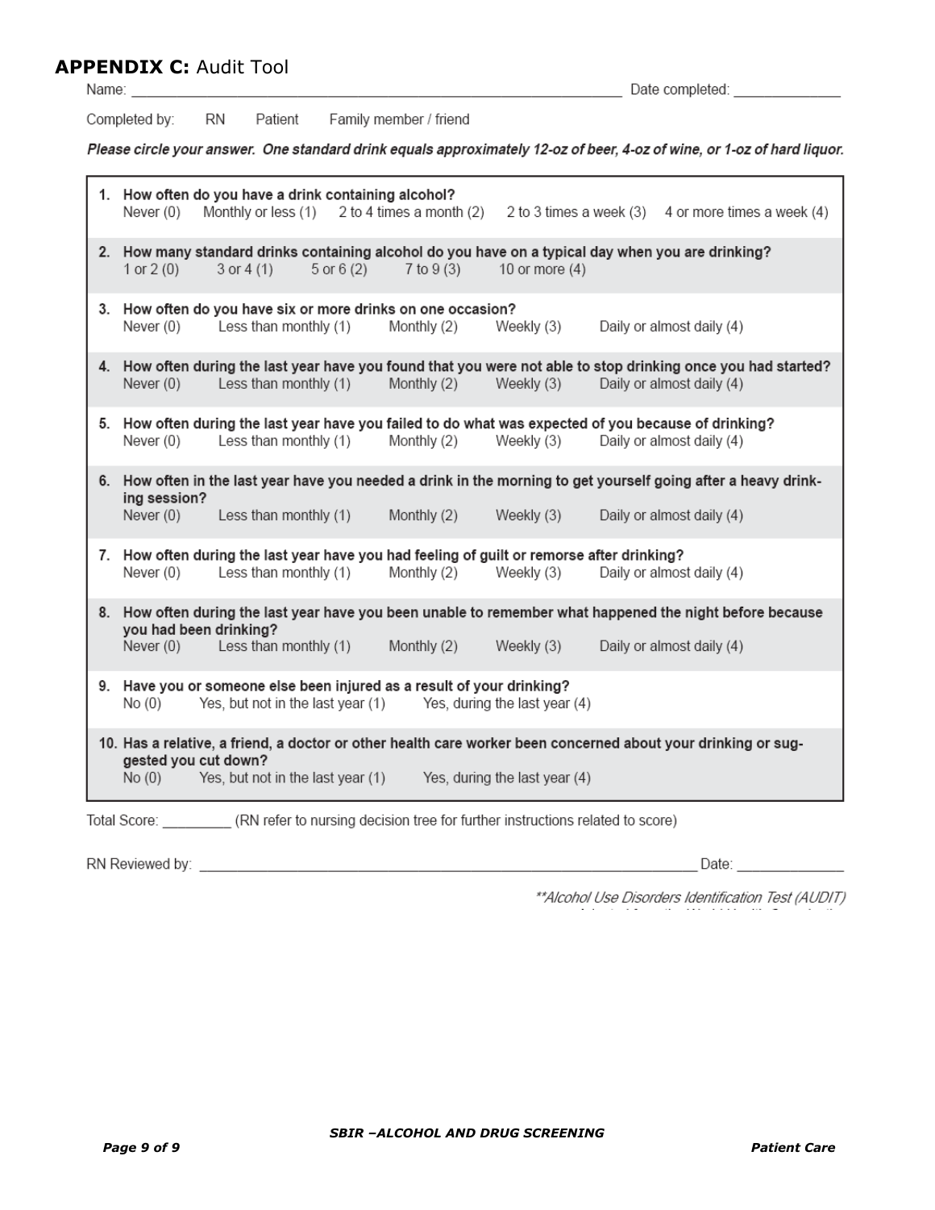## **APPENDIX C:** Audit Tool

Name: ______________________________________________ Date completed: ____________

Completed by: RN Patient Family member / friend

***Please circle your answer. One standard drink equals approximately 12-oz of beer, 4-oz of wine, or 1-oz of hard liquor.***

1. **How often do you have a drink containing alcohol?**
   Never (0) Monthly or less (1) 2 to 4 times a month (2) 2 to 3 times a week (3) 4 or more times a week (4)

2. **How many standard drinks containing alcohol do you have on a typical day when you are drinking?**
   1 or 2 (0) 3 or 4 (1) 5 or 6 (2) 7 to 9 (3) 10 or more (4)

3. **How often do you have six or more drinks on one occasion?**
   Never (0) Less than monthly (1) Monthly (2) Weekly (3) Daily or almost daily (4)

4. **How often during the last year have you found that you were not able to stop drinking once you had started?**
   Never (0) Less than monthly (1) Monthly (2) Weekly (3) Daily or almost daily (4)

5. **How often during the last year have you failed to do what was expected of you because of drinking?**
   Never (0) Less than monthly (1) Monthly (2) Weekly (3) Daily or almost daily (4)

6. **How often in the last year have you needed a drink in the morning to get yourself going after a heavy drinking session?**
   Never (0) Less than monthly (1) Monthly (2) Weekly (3) Daily or almost daily (4)

7. **How often during the last year have you had feeling of guilt or remorse after drinking?**
   Never (0) Less than monthly (1) Monthly (2) Weekly (3) Daily or almost daily (4)

8. **How often during the last year have you been unable to remember what happened the night before because you had been drinking?**
   Never (0) Less than monthly (1) Monthly (2) Weekly (3) Daily or almost daily (4)

9. **Have you or someone else been injured as a result of your drinking?**
   No (0) Yes, but not in the last year (1) Yes, during the last year (4)

10. **Has a relative, a friend, a doctor or other health care worker been concerned about your drinking or suggested you cut down?**
    No (0) Yes, but not in the last year (1) Yes, during the last year (4)

Total Score: ________ (RN refer to nursing decision tree for further instructions related to score)

RN Reviewed by: ______________________________________________ Date: ____________

*\*\*Alcohol Use Disorders Identification Test (AUDIT)*